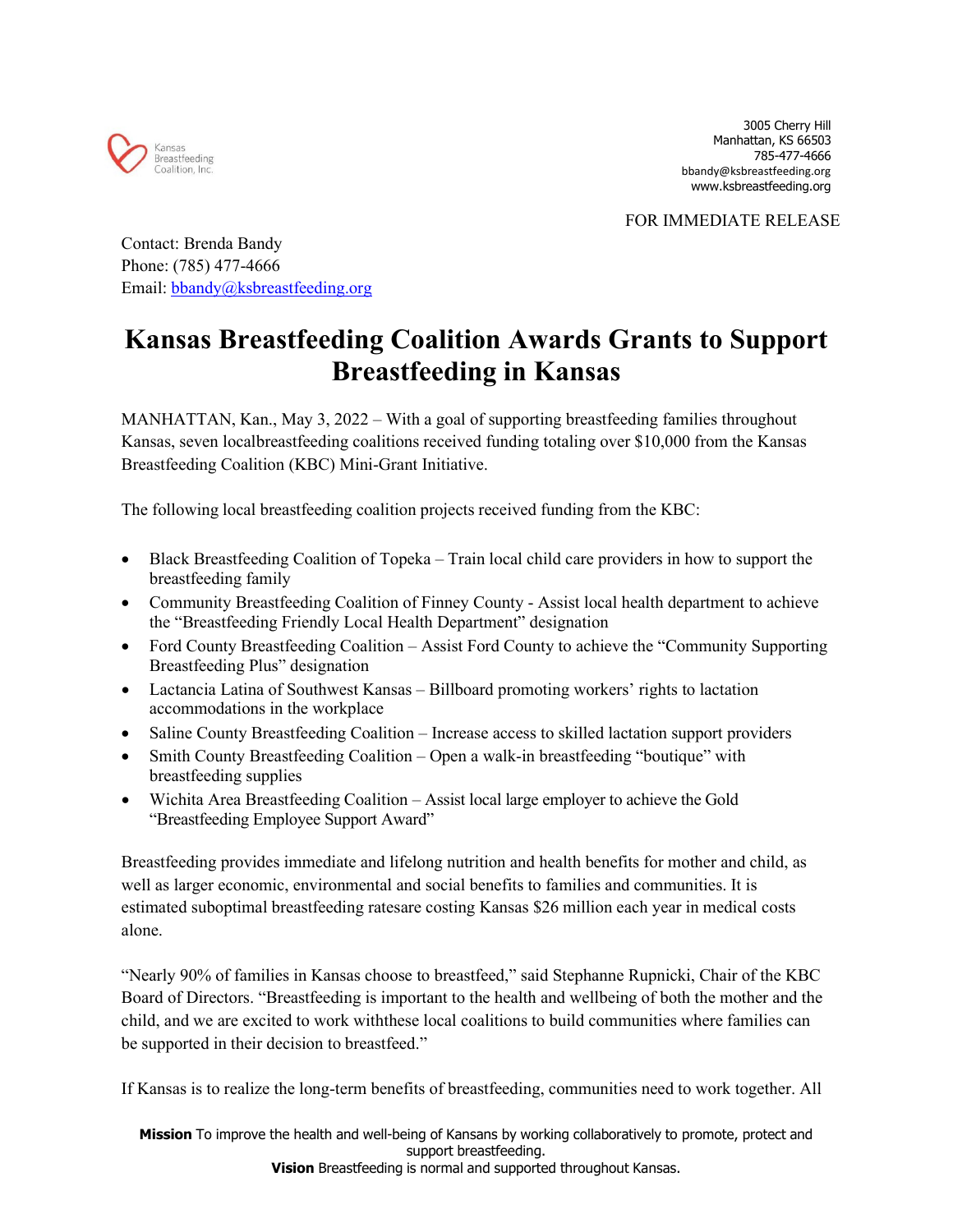Kansas Breastfeeding Coalition, Inc.

3005 Cherry Hill
Manhattan, KS 66503
785-477-4666
bbandy@ksbreastfeeding.org
www.ksbreastfeeding.org

FOR IMMEDIATE RELEASE

Contact: Brenda Bandy
Phone: (785) 477-4666
Email: bbandy@ksbreastfeeding.org

# Kansas Breastfeeding Coalition Awards Grants to Support Breastfeeding in Kansas

MANHATTAN, Kan., May 3, 2022 – With a goal of supporting breastfeeding families throughout Kansas, seven localbreastfeeding coalitions received funding totaling over $10,000 from the Kansas Breastfeeding Coalition (KBC) Mini-Grant Initiative.

The following local breastfeeding coalition projects received funding from the KBC:

- Black Breastfeeding Coalition of Topeka – Train local child care providers in how to support the breastfeeding family
- Community Breastfeeding Coalition of Finney County - Assist local health department to achieve the "Breastfeeding Friendly Local Health Department" designation
- Ford County Breastfeeding Coalition – Assist Ford County to achieve the "Community Supporting Breastfeeding Plus" designation
- Lactancia Latina of Southwest Kansas – Billboard promoting workers' rights to lactation accommodations in the workplace
- Saline County Breastfeeding Coalition – Increase access to skilled lactation support providers
- Smith County Breastfeeding Coalition – Open a walk-in breastfeeding "boutique" with breastfeeding supplies
- Wichita Area Breastfeeding Coalition – Assist local large employer to achieve the Gold "Breastfeeding Employee Support Award"

Breastfeeding provides immediate and lifelong nutrition and health benefits for mother and child, as well as larger economic, environmental and social benefits to families and communities. It is estimated suboptimal breastfeeding ratesare costing Kansas $26 million each year in medical costs alone.

"Nearly 90% of families in Kansas choose to breastfeed," said Stephanne Rupnicki, Chair of the KBC Board of Directors. "Breastfeeding is important to the health and wellbeing of both the mother and the child, and we are excited to work withthese local coalitions to build communities where families can be supported in their decision to breastfeed."

If Kansas is to realize the long-term benefits of breastfeeding, communities need to work together. All

**Mission** To improve the health and well-being of Kansans by working collaboratively to promote, protect and support breastfeeding.
**Vision** Breastfeeding is normal and supported throughout Kansas.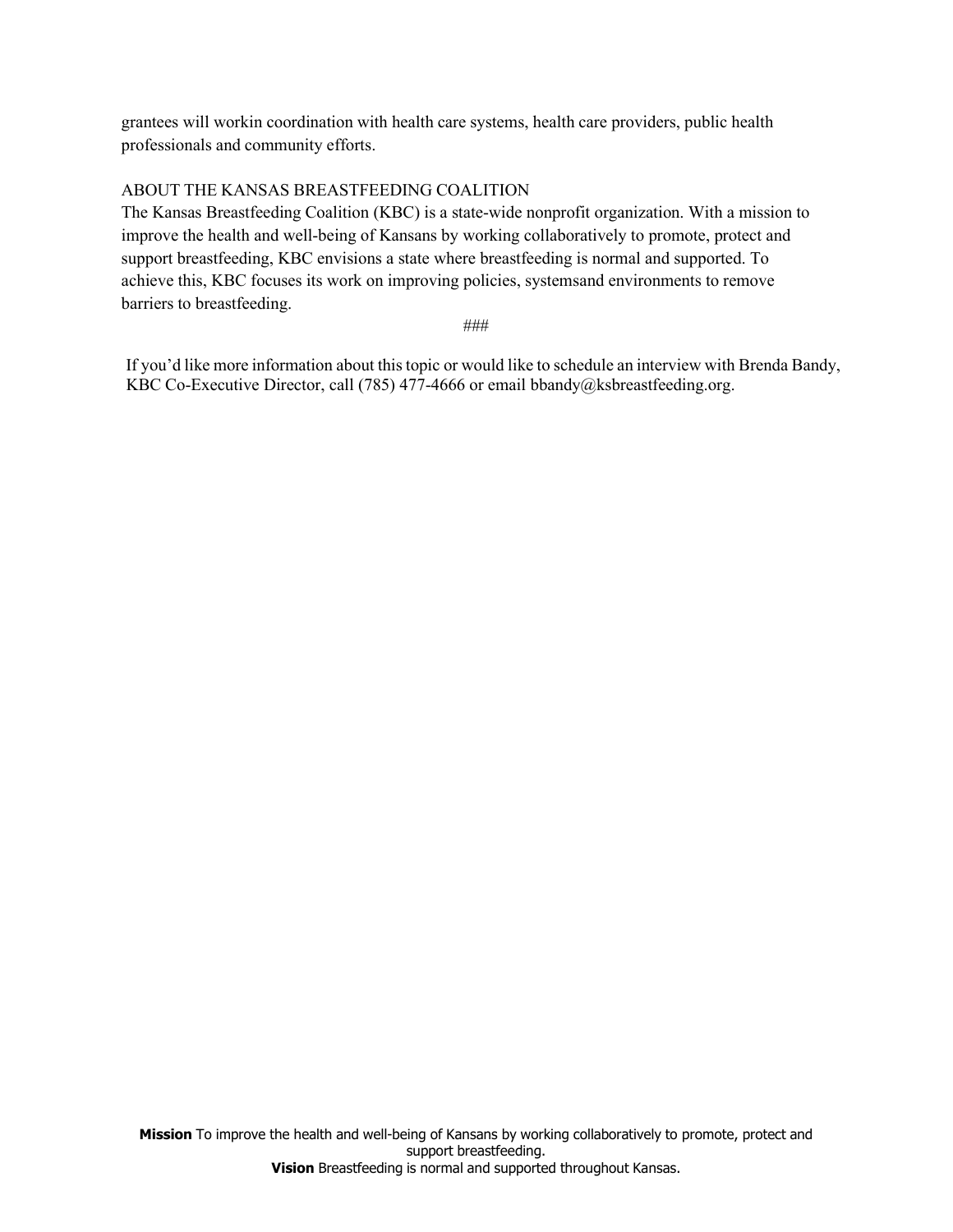grantees will workin coordination with health care systems, health care providers, public health professionals and community efforts.

ABOUT THE KANSAS BREASTFEEDING COALITION

The Kansas Breastfeeding Coalition (KBC) is a state-wide nonprofit organization. With a mission to improve the health and well-being of Kansans by working collaboratively to promote, protect and support breastfeeding, KBC envisions a state where breastfeeding is normal and supported. To achieve this, KBC focuses its work on improving policies, systemsand environments to remove barriers to breastfeeding.

###

If you'd like more information about this topic or would like to schedule an interview with Brenda Bandy, KBC Co-Executive Director, call (785) 477-4666 or email bbandy@ksbreastfeeding.org.